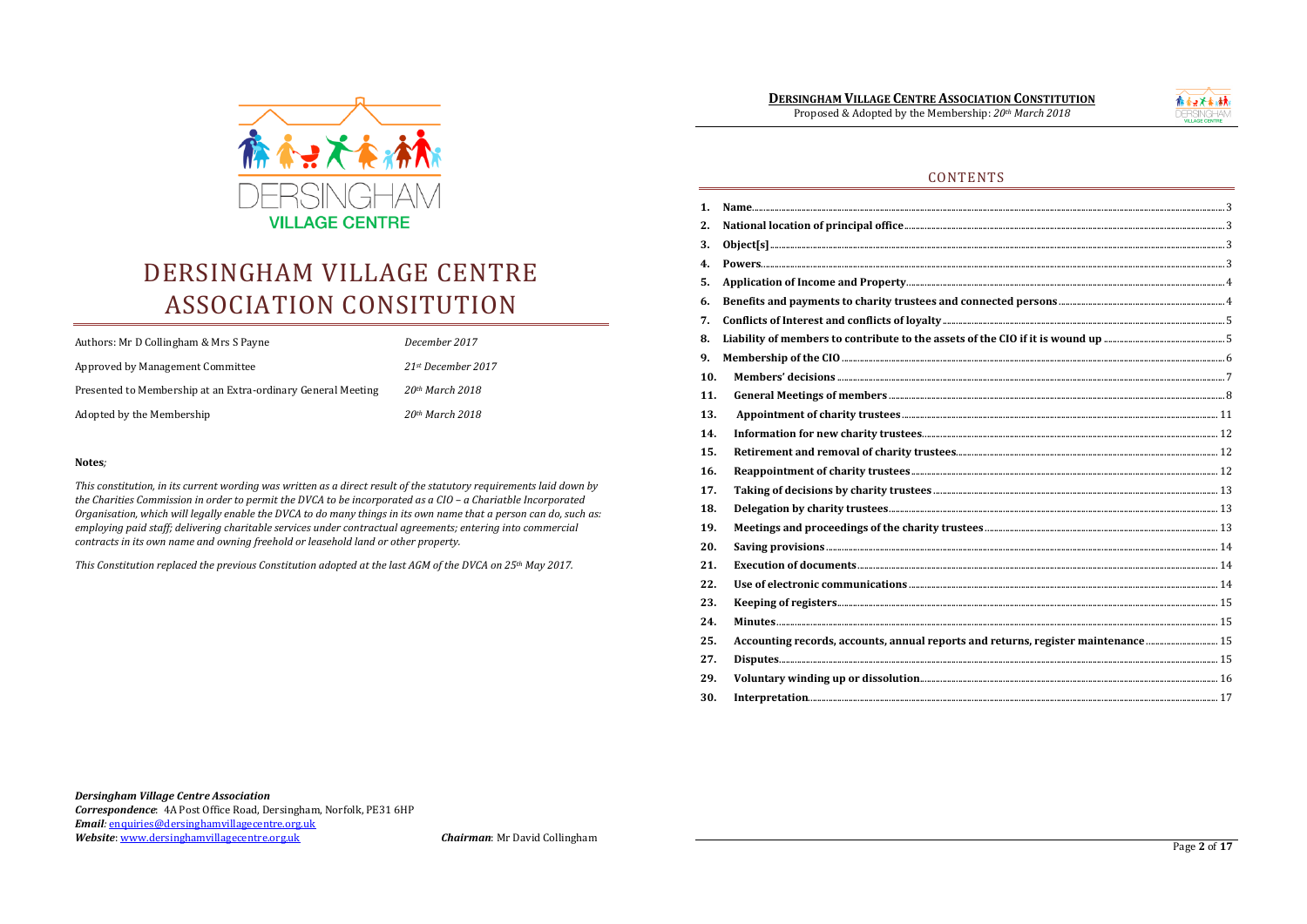# DERSINGHAM VILLAGE CENTRE ASSOCIATION CONSITUTION

| | |
|---|---|
| Authors: Mr D Collingham & Mrs S Payne | *December 2017* |
| Approved by Management Committee | *21st December 2017* |
| Presented to Membership at an Extra-ordinary General Meeting | *20th March 2018* |
| Adopted by the Membership | *20th March 2018* |

**Notes***;*

*This constitution, in its current wording was written as a direct result of the statutory requirements laid down by the Charities Commission in order to permit the DVCA to be incorporated as a CIO – a Chariatble Incorporated Organisation, which will legally enable the DVCA to do many things in its own name that a person can do, such as: employing paid staff; delivering charitable services under contractual agreements; entering into commercial contracts in its own name and owning freehold or leasehold land or other property.*

*This Constitution replaced the previous Constitution adopted at the last AGM of the DVCA on 25th May 2017.*

***Dersingham Village Centre Association***
***Correspondence***: 4A Post Office Road, Dersingham, Norfolk, PE31 6HP
***Email***: enquiries@dersinghamvillagecentre.org.uk
***Website***: www.dersinghamvillagecentre.org.uk

***Chairman***: Mr David Collingham

## CONTENTS

| | | |
|---|---|---|
| 1. | **Name** | 3 |
| 2. | **National location of principal office** | 3 |
| 3. | **Object[s]** | 3 |
| 4. | **Powers** | 3 |
| 5. | **Application of Income and Property** | 4 |
| 6. | **Benefits and payments to charity trustees and connected persons** | 4 |
| 7. | **Conflicts of Interest and conflicts of loyalty** | 5 |
| 8. | **Liability of members to contribute to the assets of the CIO if it is wound up** | 5 |
| 9. | **Membership of the CIO** | 6 |
| 10. | **Members' decisions** | 7 |
| 11. | **General Meetings of members** | 8 |
| 13. | **Appointment of charity trustees** | 11 |
| 14. | **Information for new charity trustees** | 12 |
| 15. | **Retirement and removal of charity trustees** | 12 |
| 16. | **Reappointment of charity trustees** | 12 |
| 17. | **Taking of decisions by charity trustees** | 13 |
| 18. | **Delegation by charity trustees** | 13 |
| 19. | **Meetings and proceedings of the charity trustees** | 13 |
| 20. | **Saving provisions** | 14 |
| 21. | **Execution of documents** | 14 |
| 22. | **Use of electronic communications** | 14 |
| 23. | **Keeping of registers** | 15 |
| 24. | **Minutes** | 15 |
| 25. | **Accounting records, accounts, annual reports and returns, register maintenance** | 15 |
| 27. | **Disputes** | 15 |
| 29. | **Voluntary winding up or dissolution** | 16 |
| 30. | **Interpretation** | 17 |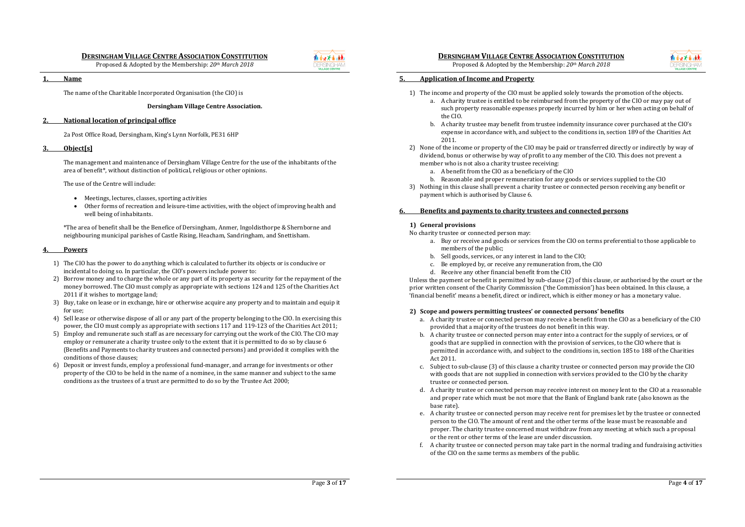## 1. Name

The name of the Charitable Incorporated Organisation (the CIO) is

**Dersingham Village Centre Association.**

## 2. National location of principal office

2a Post Office Road, Dersingham, King's Lynn Norfolk, PE31 6HP

## 3. Object[s]

The management and maintenance of Dersingham Village Centre for the use of the inhabitants of the area of benefit*, without distinction of political, religious or other opinions.

The use of the Centre will include:

- Meetings, lectures, classes, sporting activities
- Other forms of recreation and leisure-time activities, with the object of improving health and well being of inhabitants.

*The area of benefit shall be the Benefice of Dersingham, Anmer, Ingoldisthorpe & Shernborne and neighbouring municipal parishes of Castle Rising, Heacham, Sandringham, and Snettisham.

## 4. Powers

1) The CIO has the power to do anything which is calculated to further its objects or is conducive or incidental to doing so. In particular, the CIO's powers include power to:
2) Borrow money and to charge the whole or any part of its property as security for the repayment of the money borrowed. The CIO must comply as appropriate with sections 124 and 125 of the Charities Act 2011 if it wishes to mortgage land;
3) Buy, take on lease or in exchange, hire or otherwise acquire any property and to maintain and equip it for use;
4) Sell lease or otherwise dispose of all or any part of the property belonging to the CIO. In exercising this power, the CIO must comply as appropriate with sections 117 and 119-123 of the Charities Act 2011;
5) Employ and remunerate such staff as are necessary for carrying out the work of the CIO. The CIO may employ or remunerate a charity trustee only to the extent that it is permitted to do so by clause 6 (Benefits and Payments to charity trustees and connected persons) and provided it complies with the conditions of those clauses;
6) Deposit or invest funds, employ a professional fund-manager, and arrange for investments or other property of the CIO to be held in the name of a nominee, in the same manner and subject to the same conditions as the trustees of a trust are permitted to do so by the Trustee Act 2000;

## 5. Application of Income and Property

1) The income and property of the CIO must be applied solely towards the promotion of the objects.
   a. A charity trustee is entitled to be reimbursed from the property of the CIO or may pay out of such property reasonable expenses properly incurred by him or her when acting on behalf of the CIO.
   b. A charity trustee may benefit from trustee indemnity insurance cover purchased at the CIO's expense in accordance with, and subject to the conditions in, section 189 of the Charities Act 2011.
2) None of the income or property of the CIO may be paid or transferred directly or indirectly by way of dividend, bonus or otherwise by way of profit to any member of the CIO. This does not prevent a member who is not also a charity trustee receiving:
   a. A benefit from the CIO as a beneficiary of the CIO
   b. Reasonable and proper remuneration for any goods or services supplied to the CIO
3) Nothing in this clause shall prevent a charity trustee or connected person receiving any benefit or payment which is authorised by Clause 6.

## 6. Benefits and payments to charity trustees and connected persons

### 1) General provisions

No charity trustee or connected person may:

a. Buy or receive and goods or services from the CIO on terms preferential to those applicable to members of the public;
b. Sell goods, services, or any interest in land to the CIO;
c. Be employed by, or receive any remuneration from, the CIO
d. Receive any other financial benefit from the CIO

Unless the payment or benefit is permitted by sub-clause (2) of this clause, or authorised by the court or the prior written consent of the Charity Commission ('the Commission') has been obtained. In this clause, a 'financial benefit' means a benefit, direct or indirect, which is either money or has a monetary value.

### 2) Scope and powers permitting trustees' or connected persons' benefits

a. A charity trustee or connected person may receive a benefit from the CIO as a beneficiary of the CIO provided that a majority of the trustees do not benefit in this way.
b. A charity trustee or connected person may enter into a contract for the supply of services, or of goods that are supplied in connection with the provision of services, to the CIO where that is permitted in accordance with, and subject to the conditions in, section 185 to 188 of the Charities Act 2011.
c. Subject to sub-clause (3) of this clause a charity trustee or connected person may provide the CIO with goods that are not supplied in connection with services provided to the CIO by the charity trustee or connected person.
d. A charity trustee or connected person may receive interest on money lent to the CIO at a reasonable and proper rate which must be not more that the Bank of England bank rate (also known as the base rate).
e. A charity trustee or connected person may receive rent for premises let by the trustee or connected person to the CIO. The amount of rent and the other terms of the lease must be reasonable and proper. The charity trustee concerned must withdraw from any meeting at which such a proposal or the rent or other terms of the lease are under discussion.
f. A charity trustee or connected person may take part in the normal trading and fundraising activities of the CIO on the same terms as members of the public.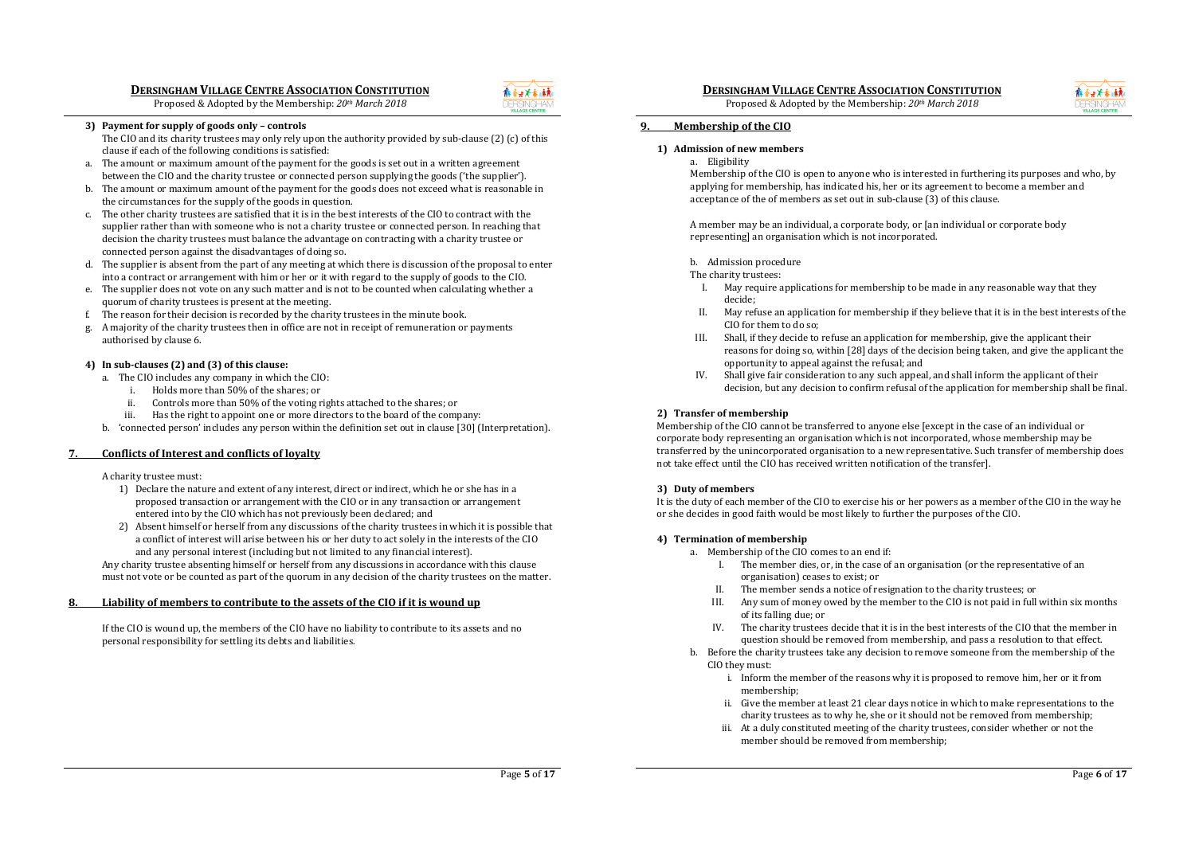**3) Payment for supply of goods only – controls**

The CIO and its charity trustees may only rely upon the authority provided by sub-clause (2) (c) of this clause if each of the following conditions is satisfied:

a. The amount or maximum amount of the payment for the goods is set out in a written agreement between the CIO and the charity trustee or connected person supplying the goods ('the supplier').
b. The amount or maximum amount of the payment for the goods does not exceed what is reasonable in the circumstances for the supply of the goods in question.
c. The other charity trustees are satisfied that it is in the best interests of the CIO to contract with the supplier rather than with someone who is not a charity trustee or connected person. In reaching that decision the charity trustees must balance the advantage on contracting with a charity trustee or connected person against the disadvantages of doing so.
d. The supplier is absent from the part of any meeting at which there is discussion of the proposal to enter into a contract or arrangement with him or her or it with regard to the supply of goods to the CIO.
e. The supplier does not vote on any such matter and is not to be counted when calculating whether a quorum of charity trustees is present at the meeting.
f. The reason for their decision is recorded by the charity trustees in the minute book.
g. A majority of the charity trustees then in office are not in receipt of remuneration or payments authorised by clause 6.

**4) In sub-clauses (2) and (3) of this clause:**

a. The CIO includes any company in which the CIO:
   i. Holds more than 50% of the shares; or
   ii. Controls more than 50% of the voting rights attached to the shares; or
   iii. Has the right to appoint one or more directors to the board of the company:
b. 'connected person' includes any person within the definition set out in clause [30] (Interpretation).

## 7. Conflicts of Interest and conflicts of loyalty

A charity trustee must:

1) Declare the nature and extent of any interest, direct or indirect, which he or she has in a proposed transaction or arrangement with the CIO or in any transaction or arrangement entered into by the CIO which has not previously been declared; and
2) Absent himself or herself from any discussions of the charity trustees in which it is possible that a conflict of interest will arise between his or her duty to act solely in the interests of the CIO and any personal interest (including but not limited to any financial interest).

Any charity trustee absenting himself or herself from any discussions in accordance with this clause must not vote or be counted as part of the quorum in any decision of the charity trustees on the matter.

## 8. Liability of members to contribute to the assets of the CIO if it is wound up

If the CIO is wound up, the members of the CIO have no liability to contribute to its assets and no personal responsibility for settling its debts and liabilities.

## 9. Membership of the CIO

**1) Admission of new members**

a. Eligibility

Membership of the CIO is open to anyone who is interested in furthering its purposes and who, by applying for membership, has indicated his, her or its agreement to become a member and acceptance of the of members as set out in sub-clause (3) of this clause.

A member may be an individual, a corporate body, or [an individual or corporate body representing] an organisation which is not incorporated.

b. Admission procedure

The charity trustees:

I. May require applications for membership to be made in any reasonable way that they decide;
II. May refuse an application for membership if they believe that it is in the best interests of the CIO for them to do so;
III. Shall, if they decide to refuse an application for membership, give the applicant their reasons for doing so, within [28] days of the decision being taken, and give the applicant the opportunity to appeal against the refusal; and
IV. Shall give fair consideration to any such appeal, and shall inform the applicant of their decision, but any decision to confirm refusal of the application for membership shall be final.

**2) Transfer of membership**

Membership of the CIO cannot be transferred to anyone else [except in the case of an individual or corporate body representing an organisation which is not incorporated, whose membership may be transferred by the unincorporated organisation to a new representative. Such transfer of membership does not take effect until the CIO has received written notification of the transfer].

**3) Duty of members**

It is the duty of each member of the CIO to exercise his or her powers as a member of the CIO in the way he or she decides in good faith would be most likely to further the purposes of the CIO.

**4) Termination of membership**

a. Membership of the CIO comes to an end if:
   I. The member dies, or, in the case of an organisation (or the representative of an organisation) ceases to exist; or
   II. The member sends a notice of resignation to the charity trustees; or
   III. Any sum of money owed by the member to the CIO is not paid in full within six months of its falling due; or
   IV. The charity trustees decide that it is in the best interests of the CIO that the member in question should be removed from membership, and pass a resolution to that effect.
b. Before the charity trustees take any decision to remove someone from the membership of the CIO they must:
   i. Inform the member of the reasons why it is proposed to remove him, her or it from membership;
   ii. Give the member at least 21 clear days notice in which to make representations to the charity trustees as to why he, she or it should not be removed from membership;
   iii. At a duly constituted meeting of the charity trustees, consider whether or not the member should be removed from membership;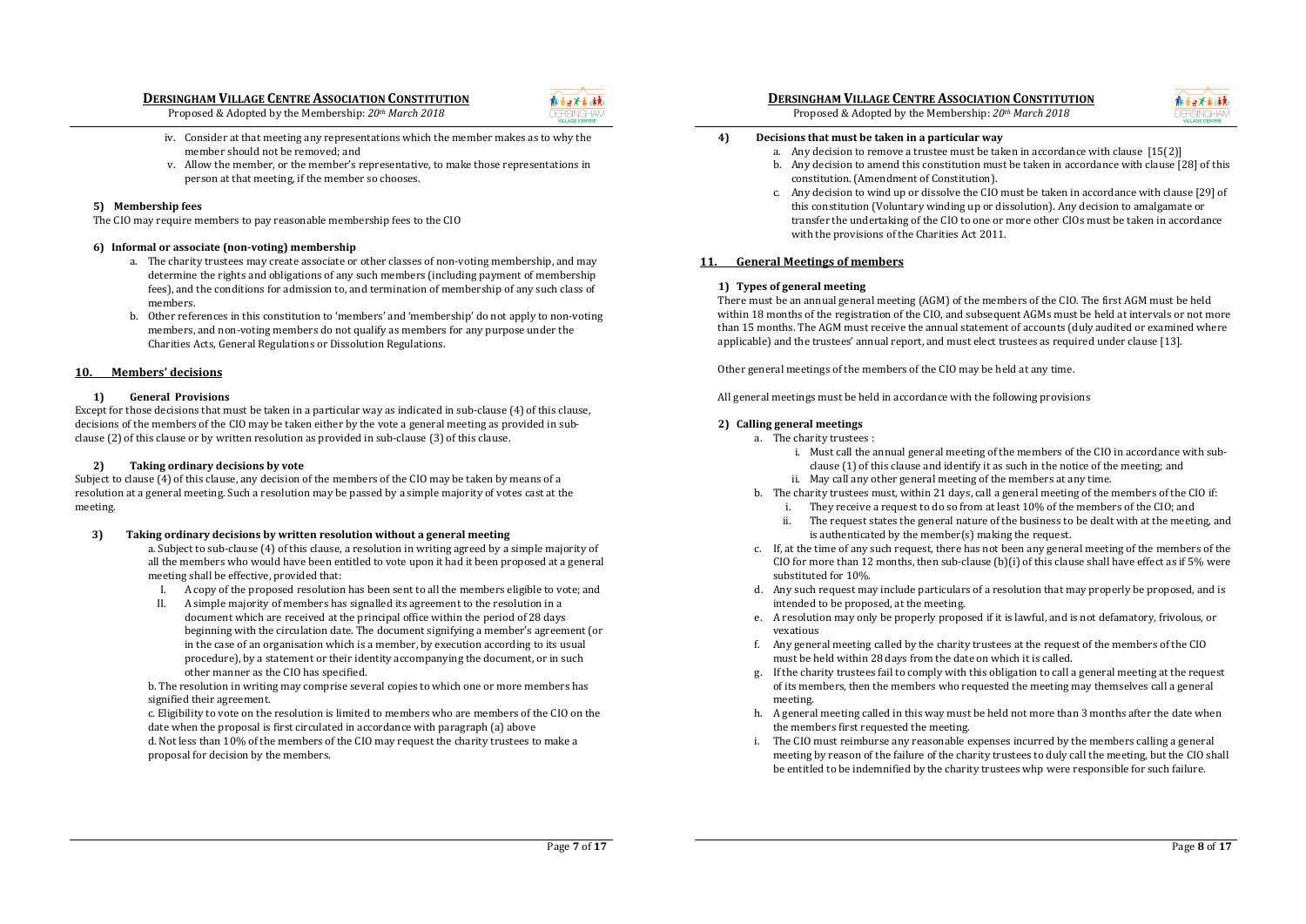iv. Consider at that meeting any representations which the member makes as to why the member should not be removed; and

v. Allow the member, or the member's representative, to make those representations in person at that meeting, if the member so chooses.

#### 5) Membership fees

The CIO may require members to pay reasonable membership fees to the CIO

#### 6) Informal or associate (non-voting) membership

a. The charity trustees may create associate or other classes of non-voting membership, and may determine the rights and obligations of any such members (including payment of membership fees), and the conditions for admission to, and termination of membership of any such class of members.

b. Other references in this constitution to 'members' and 'membership' do not apply to non-voting members, and non-voting members do not qualify as members for any purpose under the Charities Acts, General Regulations or Dissolution Regulations.

## 10. Members' decisions

#### 1) General Provisions

Except for those decisions that must be taken in a particular way as indicated in sub-clause (4) of this clause, decisions of the members of the CIO may be taken either by the vote a general meeting as provided in sub-clause (2) of this clause or by written resolution as provided in sub-clause (3) of this clause.

#### 2) Taking ordinary decisions by vote

Subject to clause (4) of this clause, any decision of the members of the CIO may be taken by means of a resolution at a general meeting. Such a resolution may be passed by a simple majority of votes cast at the meeting.

#### 3) Taking ordinary decisions by written resolution without a general meeting

a. Subject to sub-clause (4) of this clause, a resolution in writing agreed by a simple majority of all the members who would have been entitled to vote upon it had it been proposed at a general meeting shall be effective, provided that:

I. A copy of the proposed resolution has been sent to all the members eligible to vote; and

II. A simple majority of members has signalled its agreement to the resolution in a document which are received at the principal office within the period of 28 days beginning with the circulation date. The document signifying a member's agreement (or in the case of an organisation which is a member, by execution according to its usual procedure), by a statement or their identity accompanying the document, or in such other manner as the CIO has specified.

b. The resolution in writing may comprise several copies to which one or more members has signified their agreement.

c. Eligibility to vote on the resolution is limited to members who are members of the CIO on the date when the proposal is first circulated in accordance with paragraph (a) above

d. Not less than 10% of the members of the CIO may request the charity trustees to make a proposal for decision by the members.

#### 4) Decisions that must be taken in a particular way

a. Any decision to remove a trustee must be taken in accordance with clause [15(2)]

b. Any decision to amend this constitution must be taken in accordance with clause [28] of this constitution. (Amendment of Constitution).

c. Any decision to wind up or dissolve the CIO must be taken in accordance with clause [29] of this constitution (Voluntary winding up or dissolution). Any decision to amalgamate or transfer the undertaking of the CIO to one or more other CIOs must be taken in accordance with the provisions of the Charities Act 2011.

## 11. General Meetings of members

#### 1) Types of general meeting

There must be an annual general meeting (AGM) of the members of the CIO. The first AGM must be held within 18 months of the registration of the CIO, and subsequent AGMs must be held at intervals or not more than 15 months. The AGM must receive the annual statement of accounts (duly audited or examined where applicable) and the trustees' annual report, and must elect trustees as required under clause [13].

Other general meetings of the members of the CIO may be held at any time.

All general meetings must be held in accordance with the following provisions

#### 2) Calling general meetings

a. The charity trustees :

i. Must call the annual general meeting of the members of the CIO in accordance with sub-clause (1) of this clause and identify it as such in the notice of the meeting; and

ii. May call any other general meeting of the members at any time.

b. The charity trustees must, within 21 days, call a general meeting of the members of the CIO if:

i. They receive a request to do so from at least 10% of the members of the CIO; and

ii. The request states the general nature of the business to be dealt with at the meeting, and is authenticated by the member(s) making the request.

c. If, at the time of any such request, there has not been any general meeting of the members of the CIO for more than 12 months, then sub-clause (b)(i) of this clause shall have effect as if 5% were substituted for 10%.

d. Any such request may include particulars of a resolution that may properly be proposed, and is intended to be proposed, at the meeting.

e. A resolution may only be properly proposed if it is lawful, and is not defamatory, frivolous, or vexatious

f. Any general meeting called by the charity trustees at the request of the members of the CIO must be held within 28 days from the date on which it is called.

g. If the charity trustees fail to comply with this obligation to call a general meeting at the request of its members, then the members who requested the meeting may themselves call a general meeting.

h. A general meeting called in this way must be held not more than 3 months after the date when the members first requested the meeting.

i. The CIO must reimburse any reasonable expenses incurred by the members calling a general meeting by reason of the failure of the charity trustees to duly call the meeting, but the CIO shall be entitled to be indemnified by the charity trustees whp were responsible for such failure.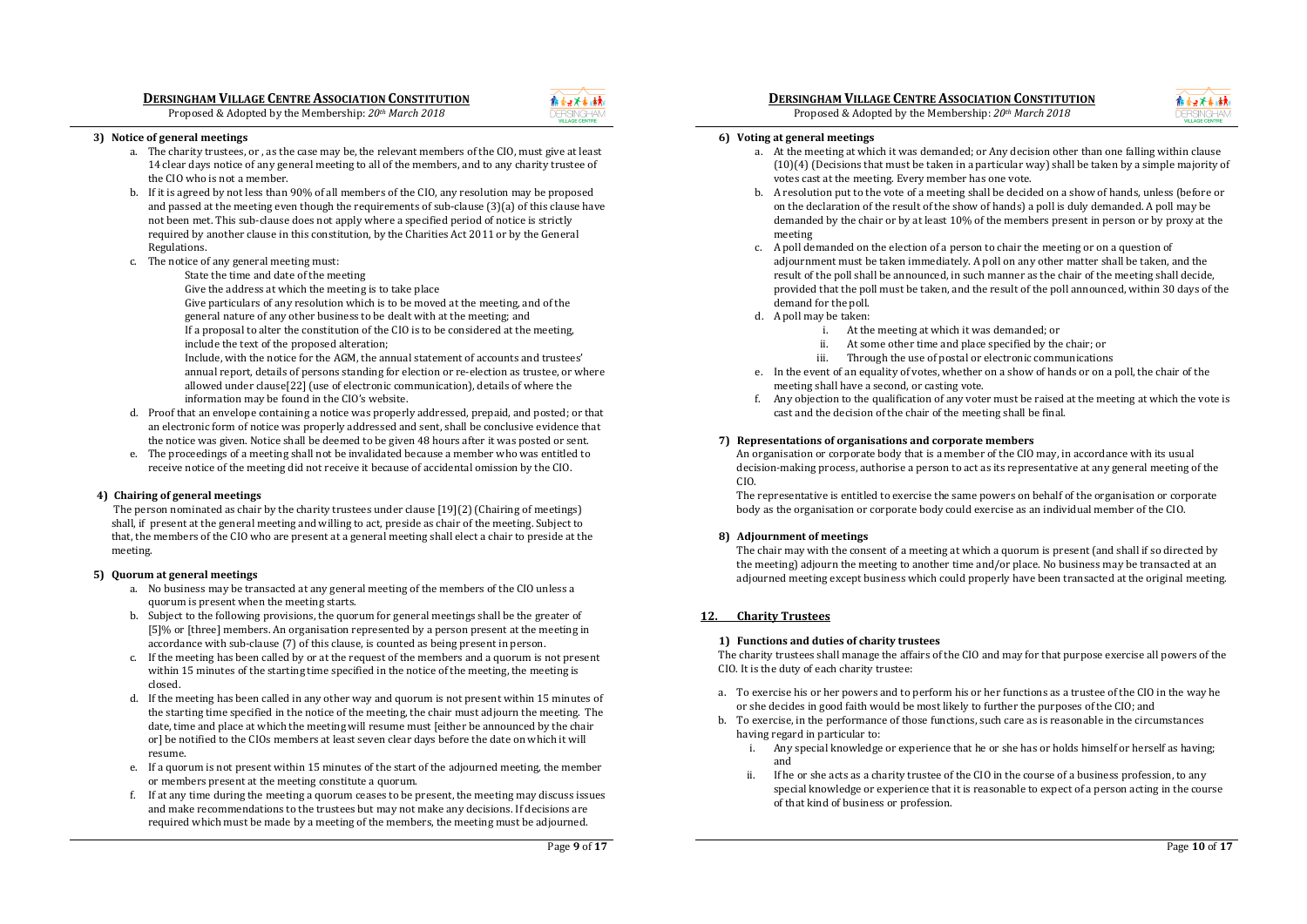### 3) Notice of general meetings

a. The charity trustees, or , as the case may be, the relevant members of the CIO, must give at least 14 clear days notice of any general meeting to all of the members, and to any charity trustee of the CIO who is not a member.

b. If it is agreed by not less than 90% of all members of the CIO, any resolution may be proposed and passed at the meeting even though the requirements of sub-clause (3)(a) of this clause have not been met. This sub-clause does not apply where a specified period of notice is strictly required by another clause in this constitution, by the Charities Act 2011 or by the General Regulations.

c. The notice of any general meeting must:

State the time and date of the meeting

Give the address at which the meeting is to take place

Give particulars of any resolution which is to be moved at the meeting, and of the general nature of any other business to be dealt with at the meeting; and

If a proposal to alter the constitution of the CIO is to be considered at the meeting, include the text of the proposed alteration;

Include, with the notice for the AGM, the annual statement of accounts and trustees' annual report, details of persons standing for election or re-election as trustee, or where allowed under clause[22] (use of electronic communication), details of where the information may be found in the CIO's website.

d. Proof that an envelope containing a notice was properly addressed, prepaid, and posted; or that an electronic form of notice was properly addressed and sent, shall be conclusive evidence that the notice was given. Notice shall be deemed to be given 48 hours after it was posted or sent.

e. The proceedings of a meeting shall not be invalidated because a member who was entitled to receive notice of the meeting did not receive it because of accidental omission by the CIO.

### 4) Chairing of general meetings

The person nominated as chair by the charity trustees under clause [19](2) (Chairing of meetings) shall, if present at the general meeting and willing to act, preside as chair of the meeting. Subject to that, the members of the CIO who are present at a general meeting shall elect a chair to preside at the meeting.

### 5) Quorum at general meetings

a. No business may be transacted at any general meeting of the members of the CIO unless a quorum is present when the meeting starts.

b. Subject to the following provisions, the quorum for general meetings shall be the greater of [5]% or [three] members. An organisation represented by a person present at the meeting in accordance with sub-clause (7) of this clause, is counted as being present in person.

c. If the meeting has been called by or at the request of the members and a quorum is not present within 15 minutes of the starting time specified in the notice of the meeting, the meeting is closed.

d. If the meeting has been called in any other way and quorum is not present within 15 minutes of the starting time specified in the notice of the meeting, the chair must adjourn the meeting. The date, time and place at which the meeting will resume must [either be announced by the chair or] be notified to the CIOs members at least seven clear days before the date on which it will resume.

e. If a quorum is not present within 15 minutes of the start of the adjourned meeting, the member or members present at the meeting constitute a quorum.

f. If at any time during the meeting a quorum ceases to be present, the meeting may discuss issues and make recommendations to the trustees but may not make any decisions. If decisions are required which must be made by a meeting of the members, the meeting must be adjourned.

### 6) Voting at general meetings

a. At the meeting at which it was demanded; or Any decision other than one falling within clause (10)(4) (Decisions that must be taken in a particular way) shall be taken by a simple majority of votes cast at the meeting. Every member has one vote.

b. A resolution put to the vote of a meeting shall be decided on a show of hands, unless (before or on the declaration of the result of the show of hands) a poll is duly demanded. A poll may be demanded by the chair or by at least 10% of the members present in person or by proxy at the meeting

c. A poll demanded on the election of a person to chair the meeting or on a question of adjournment must be taken immediately. A poll on any other matter shall be taken, and the result of the poll shall be announced, in such manner as the chair of the meeting shall decide, provided that the poll must be taken, and the result of the poll announced, within 30 days of the demand for the poll.

d. A poll may be taken:
   i. At the meeting at which it was demanded; or
   ii. At some other time and place specified by the chair; or
   iii. Through the use of postal or electronic communications

e. In the event of an equality of votes, whether on a show of hands or on a poll, the chair of the meeting shall have a second, or casting vote.

f. Any objection to the qualification of any voter must be raised at the meeting at which the vote is cast and the decision of the chair of the meeting shall be final.

### 7) Representations of organisations and corporate members

An organisation or corporate body that is a member of the CIO may, in accordance with its usual decision-making process, authorise a person to act as its representative at any general meeting of the CIO.

The representative is entitled to exercise the same powers on behalf of the organisation or corporate body as the organisation or corporate body could exercise as an individual member of the CIO.

### 8) Adjournment of meetings

The chair may with the consent of a meeting at which a quorum is present (and shall if so directed by the meeting) adjourn the meeting to another time and/or place. No business may be transacted at an adjourned meeting except business which could properly have been transacted at the original meeting.

## 12. Charity Trustees

### 1) Functions and duties of charity trustees

The charity trustees shall manage the affairs of the CIO and may for that purpose exercise all powers of the CIO. It is the duty of each charity trustee:

a. To exercise his or her powers and to perform his or her functions as a trustee of the CIO in the way he or she decides in good faith would be most likely to further the purposes of the CIO; and

b. To exercise, in the performance of those functions, such care as is reasonable in the circumstances having regard in particular to:
   i. Any special knowledge or experience that he or she has or holds himself or herself as having; and
   ii. If he or she acts as a charity trustee of the CIO in the course of a business profession, to any special knowledge or experience that it is reasonable to expect of a person acting in the course of that kind of business or profession.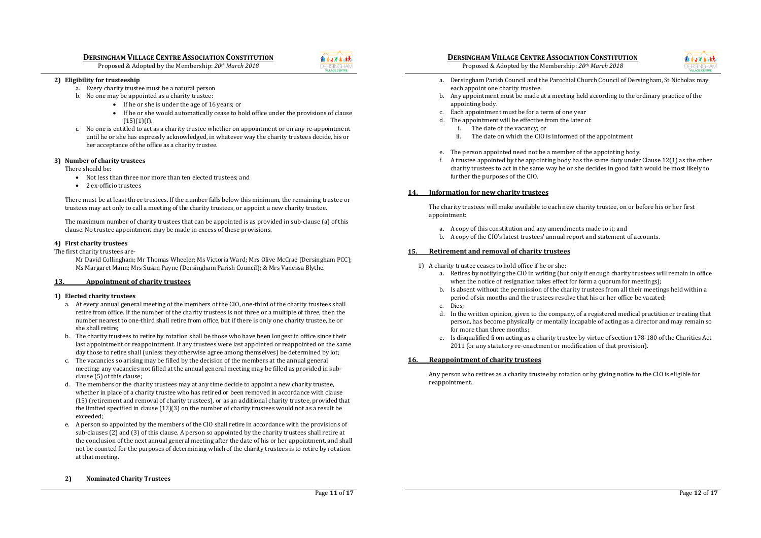#### 2) Eligibility for trusteeship

a. Every charity trustee must be a natural person
b. No one may be appointed as a charity trustee:
    - If he or she is under the age of 16 years; or
    - If he or she would automatically cease to hold office under the provisions of clause (15)(1)(f).
c. No one is entitled to act as a charity trustee whether on appointment or on any re-appointment until he or she has expressly acknowledged, in whatever way the charity trustees decide, his or her acceptance of the office as a charity trustee.

#### 3) Number of charity trustees

There should be:

- Not less than three nor more than ten elected trustees; and
- 2 ex-officio trustees

There must be at least three trustees. If the number falls below this minimum, the remaining trustee or trustees may act only to call a meeting of the charity trustees, or appoint a new charity trustee.

The maximum number of charity trustees that can be appointed is as provided in sub-clause (a) of this clause. No trustee appointment may be made in excess of these provisions.

#### 4) First charity trustees

The first charity trustees are-

Mr David Collingham; Mr Thomas Wheeler; Ms Victoria Ward; Mrs Olive McCrae (Dersingham PCC); Ms Margaret Mann; Mrs Susan Payne (Dersingham Parish Council); & Mrs Vanessa Blythe.

## 13. Appointment of charity trustees

#### 1) Elected charity trustees

a. At every annual general meeting of the members of the CIO, one-third of the charity trustees shall retire from office. If the number of the charity trustees is not three or a multiple of three, then the number nearest to one-third shall retire from office, but if there is only one charity trustee, he or she shall retire;
b. The charity trustees to retire by rotation shall be those who have been longest in office since their last appointment or reappointment. If any trustees were last appointed or reappointed on the same day those to retire shall (unless they otherwise agree among themselves) be determined by lot;
c. The vacancies so arising may be filled by the decision of the members at the annual general meeting; any vacancies not filled at the annual general meeting may be filled as provided in sub-clause (5) of this clause;
d. The members or the charity trustees may at any time decide to appoint a new charity trustee, whether in place of a charity trustee who has retired or been removed in accordance with clause (15) (retirement and removal of charity trustees), or as an additional charity trustee, provided that the limited specified in clause (12)(3) on the number of charity trustees would not as a result be exceeded;
e. A person so appointed by the members of the CIO shall retire in accordance with the provisions of sub-clauses (2) and (3) of this clause. A person so appointed by the charity trustees shall retire at the conclusion of the next annual general meeting after the date of his or her appointment, and shall not be counted for the purposes of determining which of the charity trustees is to retire by rotation at that meeting.

#### 2) Nominated Charity Trustees

a. Dersingham Parish Council and the Parochial Church Council of Dersingham, St Nicholas may each appoint one charity trustee.
b. Any appointment must be made at a meeting held according to the ordinary practice of the appointing body.
c. Each appointment must be for a term of one year
d. The appointment will be effective from the later of:
    i. The date of the vacancy; or
    ii. The date on which the CIO is informed of the appointment
e. The person appointed need not be a member of the appointing body.
f. A trustee appointed by the appointing body has the same duty under Clause 12(1) as the other charity trustees to act in the same way he or she decides in good faith would be most likely to further the purposes of the CIO.

## 14. Information for new charity trustees

The charity trustees will make available to each new charity trustee, on or before his or her first appointment:

a. A copy of this constitution and any amendments made to it; and
b. A copy of the CIO's latest trustees' annual report and statement of accounts.

## 15. Retirement and removal of charity trustees

1) A charity trustee ceases to hold office if he or she:
    a. Retires by notifying the CIO in writing (but only if enough charity trustees will remain in office when the notice of resignation takes effect for form a quorum for meetings);
    b. Is absent without the permission of the charity trustees from all their meetings held within a period of six months and the trustees resolve that his or her office be vacated;
    c. Dies;
    d. In the written opinion, given to the company, of a registered medical practitioner treating that person, has become physically or mentally incapable of acting as a director and may remain so for more than three months;
    e. Is disqualified from acting as a charity trustee by virtue of section 178-180 of the Charities Act 2011 (or any statutory re-enactment or modification of that provision).

## 16. Reappointment of charity trustees

Any person who retires as a charity trustee by rotation or by giving notice to the CIO is eligible for reappointment.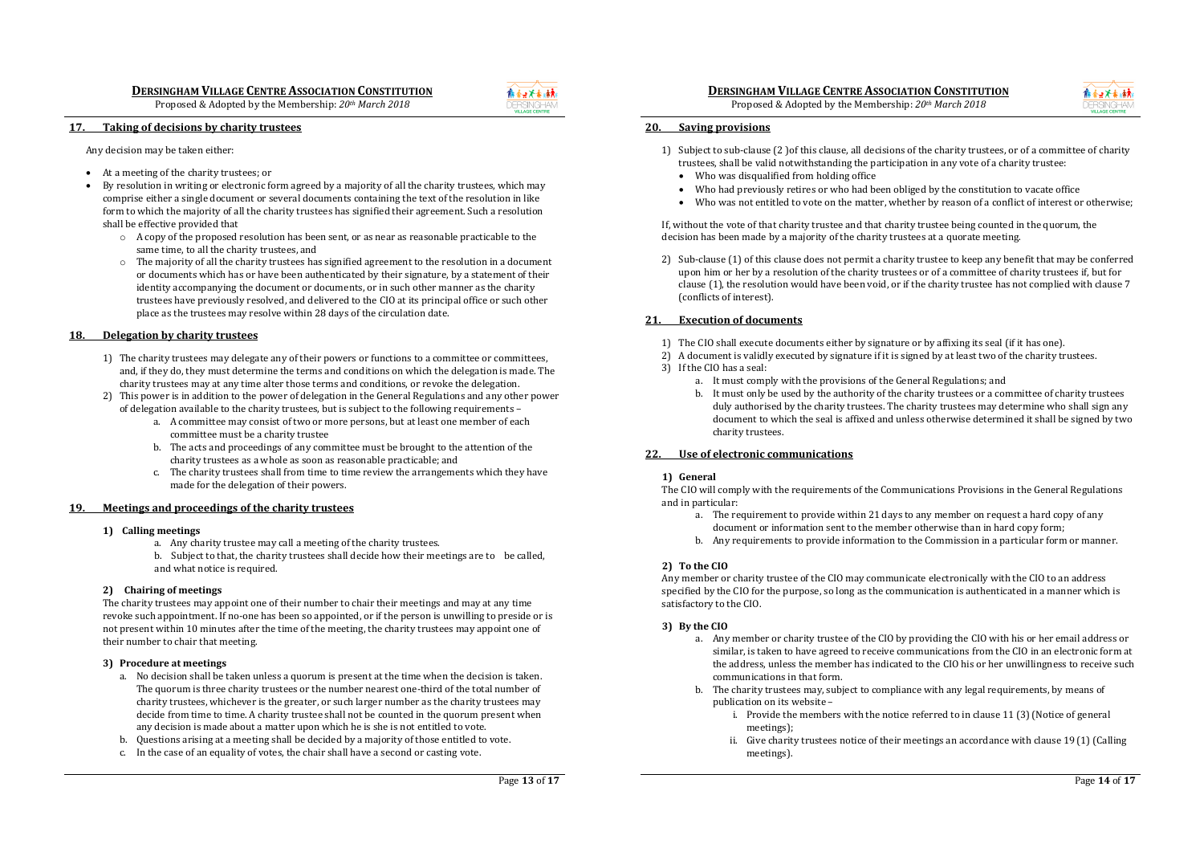## 17. Taking of decisions by charity trustees

Any decision may be taken either:

- At a meeting of the charity trustees; or
- By resolution in writing or electronic form agreed by a majority of all the charity trustees, which may comprise either a single document or several documents containing the text of the resolution in like form to which the majority of all the charity trustees has signified their agreement. Such a resolution shall be effective provided that
  - A copy of the proposed resolution has been sent, or as near as reasonable practicable to the same time, to all the charity trustees, and
  - The majority of all the charity trustees has signified agreement to the resolution in a document or documents which has or have been authenticated by their signature, by a statement of their identity accompanying the document or documents, or in such other manner as the charity trustees have previously resolved, and delivered to the CIO at its principal office or such other place as the trustees may resolve within 28 days of the circulation date.

## 18. Delegation by charity trustees

1) The charity trustees may delegate any of their powers or functions to a committee or committees, and, if they do, they must determine the terms and conditions on which the delegation is made. The charity trustees may at any time alter those terms and conditions, or revoke the delegation.
2) This power is in addition to the power of delegation in the General Regulations and any other power of delegation available to the charity trustees, but is subject to the following requirements –
   a. A committee may consist of two or more persons, but at least one member of each committee must be a charity trustee
   b. The acts and proceedings of any committee must be brought to the attention of the charity trustees as a whole as soon as reasonable practicable; and
   c. The charity trustees shall from time to time review the arrangements which they have made for the delegation of their powers.

## 19. Meetings and proceedings of the charity trustees

### 1) Calling meetings

a. Any charity trustee may call a meeting of the charity trustees.

b. Subject to that, the charity trustees shall decide how their meetings are to be called, and what notice is required.

### 2) Chairing of meetings

The charity trustees may appoint one of their number to chair their meetings and may at any time revoke such appointment. If no-one has been so appointed, or if the person is unwilling to preside or is not present within 10 minutes after the time of the meeting, the charity trustees may appoint one of their number to chair that meeting.

### 3) Procedure at meetings

a. No decision shall be taken unless a quorum is present at the time when the decision is taken. The quorum is three charity trustees or the number nearest one-third of the total number of charity trustees, whichever is the greater, or such larger number as the charity trustees may decide from time to time. A charity trustee shall not be counted in the quorum present when any decision is made about a matter upon which he is she is not entitled to vote.
b. Questions arising at a meeting shall be decided by a majority of those entitled to vote.
c. In the case of an equality of votes, the chair shall have a second or casting vote.

## 20. Saving provisions

1) Subject to sub-clause (2 )of this clause, all decisions of the charity trustees, or of a committee of charity trustees, shall be valid notwithstanding the participation in any vote of a charity trustee:
   - Who was disqualified from holding office
   - Who had previously retires or who had been obliged by the constitution to vacate office
   - Who was not entitled to vote on the matter, whether by reason of a conflict of interest or otherwise;

If, without the vote of that charity trustee and that charity trustee being counted in the quorum, the decision has been made by a majority of the charity trustees at a quorate meeting.

2) Sub-clause (1) of this clause does not permit a charity trustee to keep any benefit that may be conferred upon him or her by a resolution of the charity trustees or of a committee of charity trustees if, but for clause (1), the resolution would have been void, or if the charity trustee has not complied with clause 7 (conflicts of interest).

## 21. Execution of documents

1) The CIO shall execute documents either by signature or by affixing its seal (if it has one).
2) A document is validly executed by signature if it is signed by at least two of the charity trustees.
3) If the CIO has a seal:
   a. It must comply with the provisions of the General Regulations; and
   b. It must only be used by the authority of the charity trustees or a committee of charity trustees duly authorised by the charity trustees. The charity trustees may determine who shall sign any document to which the seal is affixed and unless otherwise determined it shall be signed by two charity trustees.

## 22. Use of electronic communications

### 1) General

The CIO will comply with the requirements of the Communications Provisions in the General Regulations and in particular:

a. The requirement to provide within 21 days to any member on request a hard copy of any document or information sent to the member otherwise than in hard copy form;
b. Any requirements to provide information to the Commission in a particular form or manner.

### 2) To the CIO

Any member or charity trustee of the CIO may communicate electronically with the CIO to an address specified by the CIO for the purpose, so long as the communication is authenticated in a manner which is satisfactory to the CIO.

### 3) By the CIO

a. Any member or charity trustee of the CIO by providing the CIO with his or her email address or similar, is taken to have agreed to receive communications from the CIO in an electronic form at the address, unless the member has indicated to the CIO his or her unwillingness to receive such communications in that form.
b. The charity trustees may, subject to compliance with any legal requirements, by means of publication on its website –
   i. Provide the members with the notice referred to in clause 11 (3) (Notice of general meetings);
   ii. Give charity trustees notice of their meetings an accordance with clause 19 (1) (Calling meetings).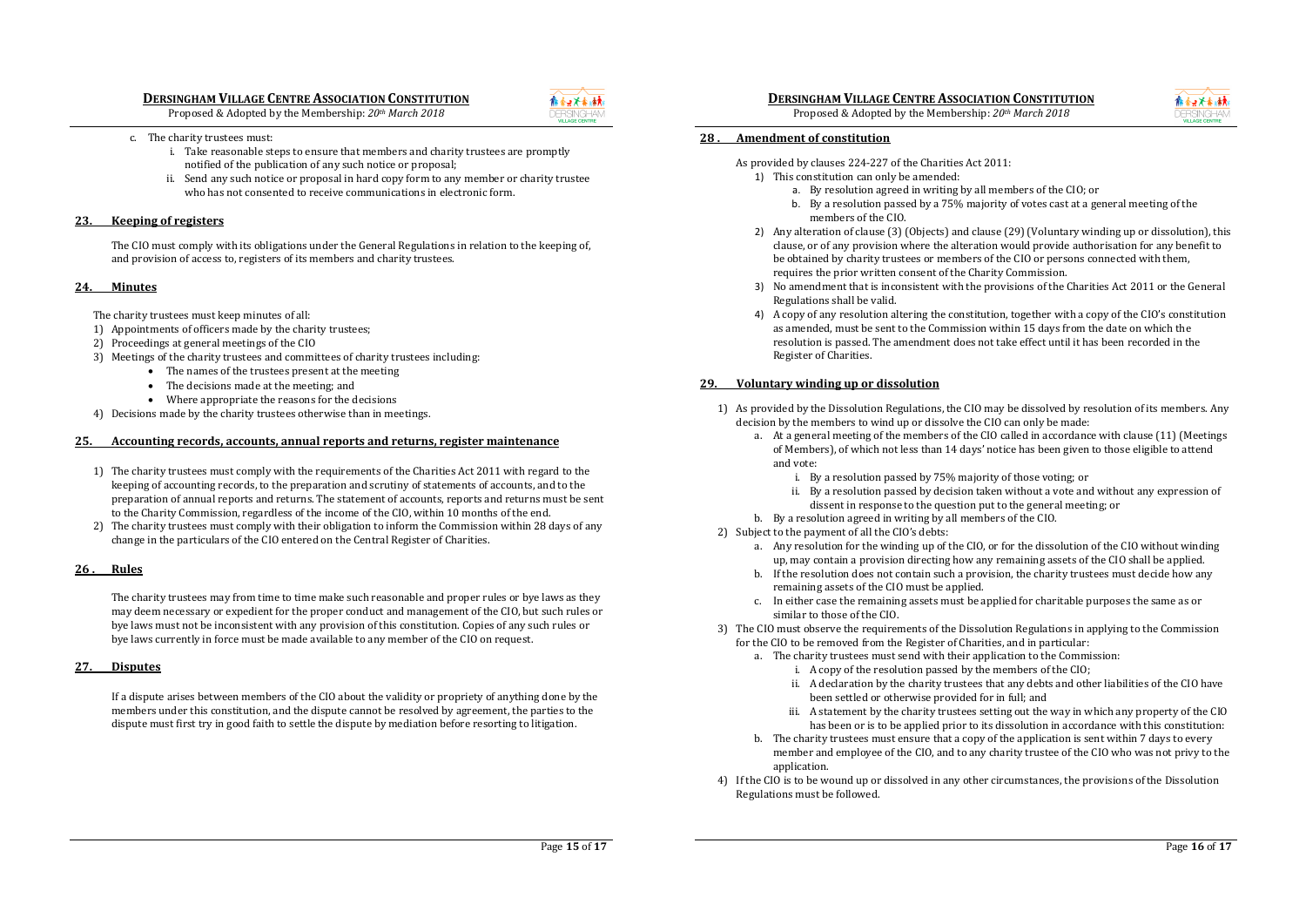c. The charity trustees must:
    i. Take reasonable steps to ensure that members and charity trustees are promptly notified of the publication of any such notice or proposal;
    ii. Send any such notice or proposal in hard copy form to any member or charity trustee who has not consented to receive communications in electronic form.

## 23. Keeping of registers

The CIO must comply with its obligations under the General Regulations in relation to the keeping of, and provision of access to, registers of its members and charity trustees.

## 24. Minutes

The charity trustees must keep minutes of all:

1) Appointments of officers made by the charity trustees;
2) Proceedings at general meetings of the CIO
3) Meetings of the charity trustees and committees of charity trustees including:
    - The names of the trustees present at the meeting
    - The decisions made at the meeting; and
    - Where appropriate the reasons for the decisions
4) Decisions made by the charity trustees otherwise than in meetings.

## 25. Accounting records, accounts, annual reports and returns, register maintenance

1) The charity trustees must comply with the requirements of the Charities Act 2011 with regard to the keeping of accounting records, to the preparation and scrutiny of statements of accounts, and to the preparation of annual reports and returns. The statement of accounts, reports and returns must be sent to the Charity Commission, regardless of the income of the CIO, within 10 months of the end.
2) The charity trustees must comply with their obligation to inform the Commission within 28 days of any change in the particulars of the CIO entered on the Central Register of Charities.

## 26 . Rules

The charity trustees may from time to time make such reasonable and proper rules or bye laws as they may deem necessary or expedient for the proper conduct and management of the CIO, but such rules or bye laws must not be inconsistent with any provision of this constitution. Copies of any such rules or bye laws currently in force must be made available to any member of the CIO on request.

## 27. Disputes

If a dispute arises between members of the CIO about the validity or propriety of anything done by the members under this constitution, and the dispute cannot be resolved by agreement, the parties to the dispute must first try in good faith to settle the dispute by mediation before resorting to litigation.

## 28 . Amendment of constitution

As provided by clauses 224-227 of the Charities Act 2011:

1) This constitution can only be amended:
    a. By resolution agreed in writing by all members of the CIO; or
    b. By a resolution passed by a 75% majority of votes cast at a general meeting of the members of the CIO.
2) Any alteration of clause (3) (Objects) and clause (29) (Voluntary winding up or dissolution), this clause, or of any provision where the alteration would provide authorisation for any benefit to be obtained by charity trustees or members of the CIO or persons connected with them, requires the prior written consent of the Charity Commission.
3) No amendment that is inconsistent with the provisions of the Charities Act 2011 or the General Regulations shall be valid.
4) A copy of any resolution altering the constitution, together with a copy of the CIO's constitution as amended, must be sent to the Commission within 15 days from the date on which the resolution is passed. The amendment does not take effect until it has been recorded in the Register of Charities.

## 29. Voluntary winding up or dissolution

1) As provided by the Dissolution Regulations, the CIO may be dissolved by resolution of its members. Any decision by the members to wind up or dissolve the CIO can only be made:
    a. At a general meeting of the members of the CIO called in accordance with clause (11) (Meetings of Members), of which not less than 14 days' notice has been given to those eligible to attend and vote:
        i. By a resolution passed by 75% majority of those voting; or
        ii. By a resolution passed by decision taken without a vote and without any expression of dissent in response to the question put to the general meeting; or
    b. By a resolution agreed in writing by all members of the CIO.
2) Subject to the payment of all the CIO's debts:
    a. Any resolution for the winding up of the CIO, or for the dissolution of the CIO without winding up, may contain a provision directing how any remaining assets of the CIO shall be applied.
    b. If the resolution does not contain such a provision, the charity trustees must decide how any remaining assets of the CIO must be applied.
    c. In either case the remaining assets must be applied for charitable purposes the same as or similar to those of the CIO.
3) The CIO must observe the requirements of the Dissolution Regulations in applying to the Commission for the CIO to be removed from the Register of Charities, and in particular:
    a. The charity trustees must send with their application to the Commission:
        i. A copy of the resolution passed by the members of the CIO;
        ii. A declaration by the charity trustees that any debts and other liabilities of the CIO have been settled or otherwise provided for in full; and
        iii. A statement by the charity trustees setting out the way in which any property of the CIO has been or is to be applied prior to its dissolution in accordance with this constitution:
    b. The charity trustees must ensure that a copy of the application is sent within 7 days to every member and employee of the CIO, and to any charity trustee of the CIO who was not privy to the application.
4) If the CIO is to be wound up or dissolved in any other circumstances, the provisions of the Dissolution Regulations must be followed.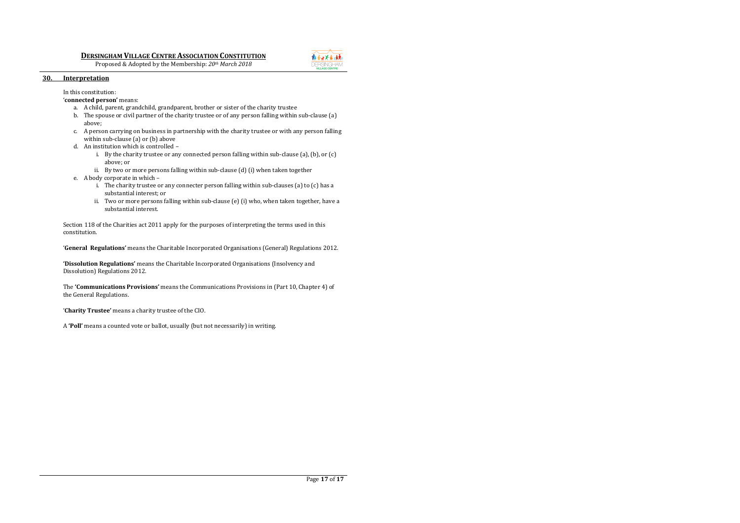## 30. Interpretation

In this constitution:

'**connected person'** means:

a. A child, parent, grandchild, grandparent, brother or sister of the charity trustee
b. The spouse or civil partner of the charity trustee or of any person falling within sub-clause (a) above;
c. A person carrying on business in partnership with the charity trustee or with any person falling within sub-clause (a) or (b) above
d. An institution which is controlled –
    i. By the charity trustee or any connected person falling within sub-clause (a), (b), or (c) above; or
    ii. By two or more persons falling within sub-clause (d) (i) when taken together
e. A body corporate in which –
    i. The charity trustee or any connecter person falling within sub-clauses (a) to (c) has a substantial interest; or
    ii. Two or more persons falling within sub-clause (e) (i) who, when taken together, have a substantial interest.

Section 118 of the Charities act 2011 apply for the purposes of interpreting the terms used in this constitution.

'**General Regulations'** means the Charitable Incorporated Organisations (General) Regulations 2012.

**'Dissolution Regulations'** means the Charitable Incorporated Organisations (Insolvency and Dissolution) Regulations 2012.

The **'Communications Provisions'** means the Communications Provisions in (Part 10, Chapter 4) of the General Regulations.

'**Charity Trustee'** means a charity trustee of the CIO.

A **'Poll'** means a counted vote or ballot, usually (but not necessarily) in writing.